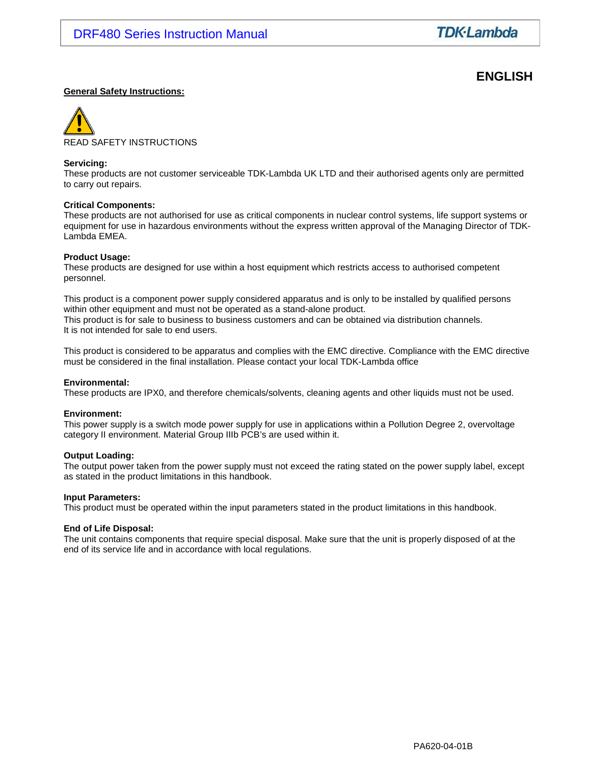# ENGLISH

**General Safety Instructions:**

READ SAFETY INSTRUCTIONS

**Servicing:**
These products are not customer serviceable TDK-Lambda UK LTD and their authorised agents only are permitted to carry out repairs.

**Critical Components:**
These products are not authorised for use as critical components in nuclear control systems, life support systems or equipment for use in hazardous environments without the express written approval of the Managing Director of TDK-Lambda EMEA.

**Product Usage:**
These products are designed for use within a host equipment which restricts access to authorised competent personnel.

This product is a component power supply considered apparatus and is only to be installed by qualified persons within other equipment and must not be operated as a stand-alone product.
This product is for sale to business to business customers and can be obtained via distribution channels.
It is not intended for sale to end users.

This product is considered to be apparatus and complies with the EMC directive. Compliance with the EMC directive must be considered in the final installation. Please contact your local TDK-Lambda office

**Environmental:**
These products are IPX0, and therefore chemicals/solvents, cleaning agents and other liquids must not be used.

**Environment:**
This power supply is a switch mode power supply for use in applications within a Pollution Degree 2, overvoltage category II environment. Material Group IIIb PCB's are used within it.

**Output Loading:**
The output power taken from the power supply must not exceed the rating stated on the power supply label, except as stated in the product limitations in this handbook.

**Input Parameters:**
This product must be operated within the input parameters stated in the product limitations in this handbook.

**End of Life Disposal:**
The unit contains components that require special disposal. Make sure that the unit is properly disposed of at the end of its service life and in accordance with local regulations.

PA620-04-01B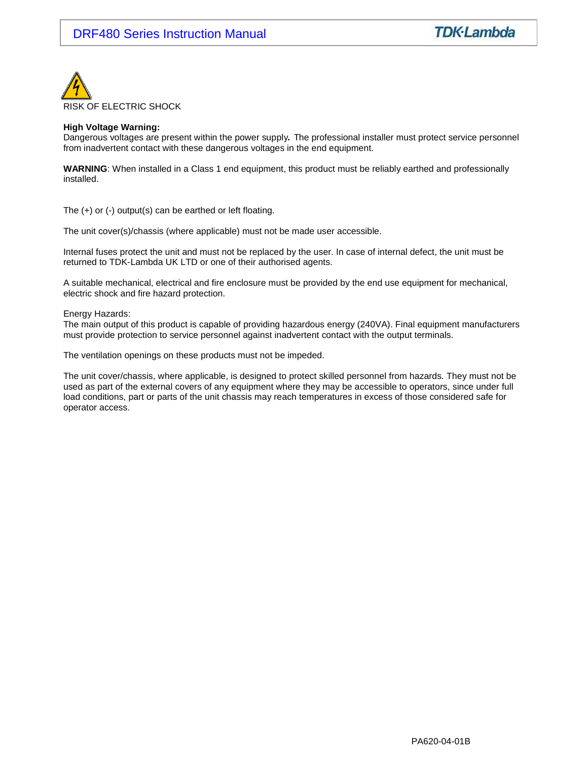RISK OF ELECTRIC SHOCK

**High Voltage Warning:**
Dangerous voltages are present within the power supply**.** The professional installer must protect service personnel from inadvertent contact with these dangerous voltages in the end equipment.

**WARNING**: When installed in a Class 1 end equipment, this product must be reliably earthed and professionally installed.

The (+) or (-) output(s) can be earthed or left floating.

The unit cover(s)/chassis (where applicable) must not be made user accessible.

Internal fuses protect the unit and must not be replaced by the user. In case of internal defect, the unit must be returned to TDK-Lambda UK LTD or one of their authorised agents.

A suitable mechanical, electrical and fire enclosure must be provided by the end use equipment for mechanical, electric shock and fire hazard protection.

Energy Hazards:
The main output of this product is capable of providing hazardous energy (240VA). Final equipment manufacturers must provide protection to service personnel against inadvertent contact with the output terminals.

The ventilation openings on these products must not be impeded.

The unit cover/chassis, where applicable, is designed to protect skilled personnel from hazards. They must not be used as part of the external covers of any equipment where they may be accessible to operators, since under full load conditions, part or parts of the unit chassis may reach temperatures in excess of those considered safe for operator access.

PA620-04-01B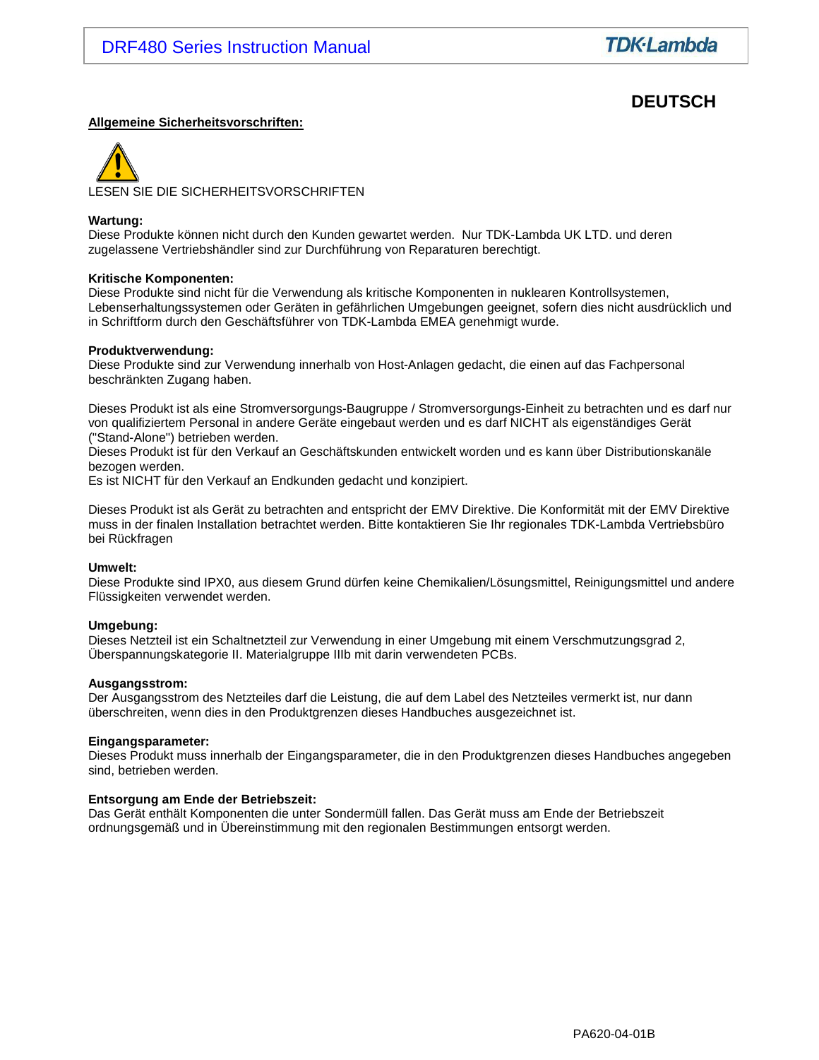# DEUTSCH

## Allgemeine Sicherheitsvorschriften:

LESEN SIE DIE SICHERHEITSVORSCHRIFTEN

**Wartung:**
Diese Produkte können nicht durch den Kunden gewartet werden. Nur TDK-Lambda UK LTD. und deren zugelassene Vertriebshändler sind zur Durchführung von Reparaturen berechtigt.

**Kritische Komponenten:**
Diese Produkte sind nicht für die Verwendung als kritische Komponenten in nuklearen Kontrollsystemen, Lebenserhaltungssystemen oder Geräten in gefährlichen Umgebungen geeignet, sofern dies nicht ausdrücklich und in Schriftform durch den Geschäftsführer von TDK-Lambda EMEA genehmigt wurde.

**Produktverwendung:**
Diese Produkte sind zur Verwendung innerhalb von Host-Anlagen gedacht, die einen auf das Fachpersonal beschränkten Zugang haben.

Dieses Produkt ist als eine Stromversorgungs-Baugruppe / Stromversorgungs-Einheit zu betrachten und es darf nur von qualifiziertem Personal in andere Geräte eingebaut werden und es darf NICHT als eigenständiges Gerät ("Stand-Alone") betrieben werden.
Dieses Produkt ist für den Verkauf an Geschäftskunden entwickelt worden und es kann über Distributionskanäle bezogen werden.
Es ist NICHT für den Verkauf an Endkunden gedacht und konzipiert.

Dieses Produkt ist als Gerät zu betrachten and entspricht der EMV Direktive. Die Konformität mit der EMV Direktive muss in der finalen Installation betrachtet werden. Bitte kontaktieren Sie Ihr regionales TDK-Lambda Vertriebsbüro bei Rückfragen

**Umwelt:**
Diese Produkte sind IPX0, aus diesem Grund dürfen keine Chemikalien/Lösungsmittel, Reinigungsmittel und andere Flüssigkeiten verwendet werden.

**Umgebung:**
Dieses Netzteil ist ein Schaltnetzteil zur Verwendung in einer Umgebung mit einem Verschmutzungsgrad 2, Überspannungskategorie II. Materialgruppe IIIb mit darin verwendeten PCBs.

**Ausgangsstrom:**
Der Ausgangsstrom des Netzteiles darf die Leistung, die auf dem Label des Netzteiles vermerkt ist, nur dann überschreiten, wenn dies in den Produktgrenzen dieses Handbuches ausgezeichnet ist.

**Eingangsparameter:**
Dieses Produkt muss innerhalb der Eingangsparameter, die in den Produktgrenzen dieses Handbuches angegeben sind, betrieben werden.

**Entsorgung am Ende der Betriebszeit:**
Das Gerät enthält Komponenten die unter Sondermüll fallen. Das Gerät muss am Ende der Betriebszeit ordnungsgemäß und in Übereinstimmung mit den regionalen Bestimmungen entsorgt werden.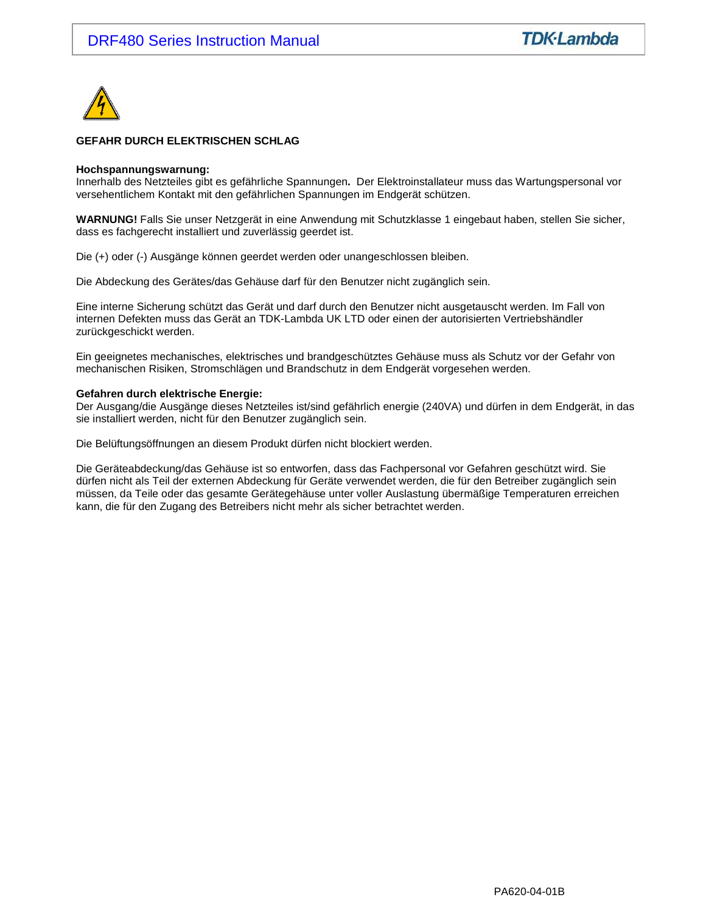**GEFAHR DURCH ELEKTRISCHEN SCHLAG**

**Hochspannungswarnung:**
Innerhalb des Netzteiles gibt es gefährliche Spannungen**.** Der Elektroinstallateur muss das Wartungspersonal vor versehentlichem Kontakt mit den gefährlichen Spannungen im Endgerät schützen.

**WARNUNG!** Falls Sie unser Netzgerät in eine Anwendung mit Schutzklasse 1 eingebaut haben, stellen Sie sicher, dass es fachgerecht installiert und zuverlässig geerdet ist.

Die (+) oder (-) Ausgänge können geerdet werden oder unangeschlossen bleiben.

Die Abdeckung des Gerätes/das Gehäuse darf für den Benutzer nicht zugänglich sein.

Eine interne Sicherung schützt das Gerät und darf durch den Benutzer nicht ausgetauscht werden. Im Fall von internen Defekten muss das Gerät an TDK-Lambda UK LTD oder einen der autorisierten Vertriebshändler zurückgeschickt werden.

Ein geeignetes mechanisches, elektrisches und brandgeschütztes Gehäuse muss als Schutz vor der Gefahr von mechanischen Risiken, Stromschlägen und Brandschutz in dem Endgerät vorgesehen werden.

**Gefahren durch elektrische Energie:**
Der Ausgang/die Ausgänge dieses Netzteiles ist/sind gefährlich energie (240VA) und dürfen in dem Endgerät, in das sie installiert werden, nicht für den Benutzer zugänglich sein.

Die Belüftungsöffnungen an diesem Produkt dürfen nicht blockiert werden.

Die Geräteabdeckung/das Gehäuse ist so entworfen, dass das Fachpersonal vor Gefahren geschützt wird. Sie dürfen nicht als Teil der externen Abdeckung für Geräte verwendet werden, die für den Betreiber zugänglich sein müssen, da Teile oder das gesamte Gerätegehäuse unter voller Auslastung übermäßige Temperaturen erreichen kann, die für den Zugang des Betreibers nicht mehr als sicher betrachtet werden.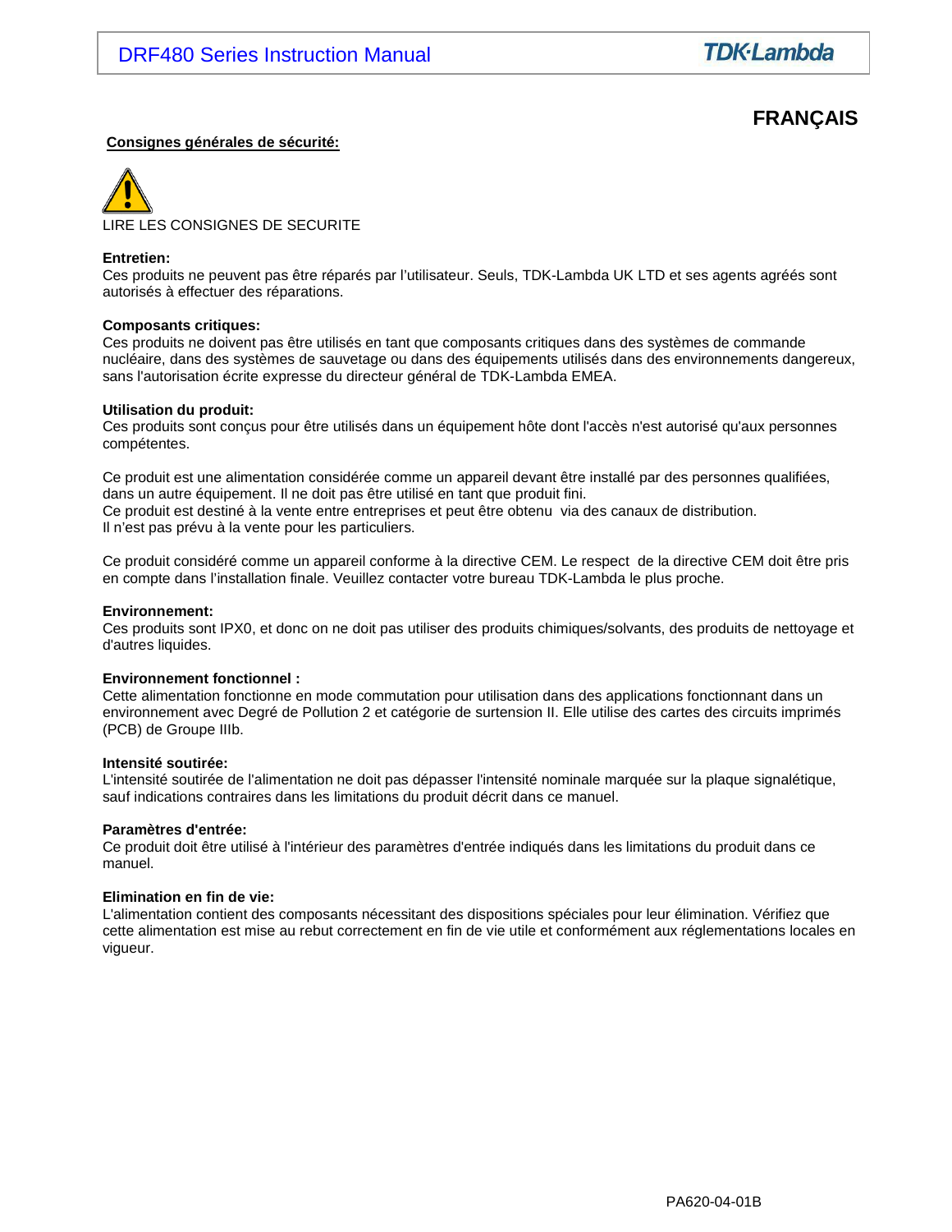# FRANÇAIS

**Consignes générales de sécurité:**

LIRE LES CONSIGNES DE SECURITE

**Entretien:**
Ces produits ne peuvent pas être réparés par l'utilisateur. Seuls, TDK-Lambda UK LTD et ses agents agréés sont autorisés à effectuer des réparations.

**Composants critiques:**
Ces produits ne doivent pas être utilisés en tant que composants critiques dans des systèmes de commande nucléaire, dans des systèmes de sauvetage ou dans des équipements utilisés dans des environnements dangereux, sans l'autorisation écrite expresse du directeur général de TDK-Lambda EMEA.

**Utilisation du produit:**
Ces produits sont conçus pour être utilisés dans un équipement hôte dont l'accès n'est autorisé qu'aux personnes compétentes.

Ce produit est une alimentation considérée comme un appareil devant être installé par des personnes qualifiées, dans un autre équipement. Il ne doit pas être utilisé en tant que produit fini.
Ce produit est destiné à la vente entre entreprises et peut être obtenu via des canaux de distribution.
Il n'est pas prévu à la vente pour les particuliers.

Ce produit considéré comme un appareil conforme à la directive CEM. Le respect de la directive CEM doit être pris en compte dans l'installation finale. Veuillez contacter votre bureau TDK-Lambda le plus proche.

**Environnement:**
Ces produits sont IPX0, et donc on ne doit pas utiliser des produits chimiques/solvants, des produits de nettoyage et d'autres liquides.

**Environnement fonctionnel :**
Cette alimentation fonctionne en mode commutation pour utilisation dans des applications fonctionnant dans un environnement avec Degré de Pollution 2 et catégorie de surtension II. Elle utilise des cartes des circuits imprimés (PCB) de Groupe IIIb.

**Intensité soutirée:**
L'intensité soutirée de l'alimentation ne doit pas dépasser l'intensité nominale marquée sur la plaque signalétique, sauf indications contraires dans les limitations du produit décrit dans ce manuel.

**Paramètres d'entrée:**
Ce produit doit être utilisé à l'intérieur des paramètres d'entrée indiqués dans les limitations du produit dans ce manuel.

**Elimination en fin de vie:**
L'alimentation contient des composants nécessitant des dispositions spéciales pour leur élimination. Vérifiez que cette alimentation est mise au rebut correctement en fin de vie utile et conformément aux réglementations locales en vigueur.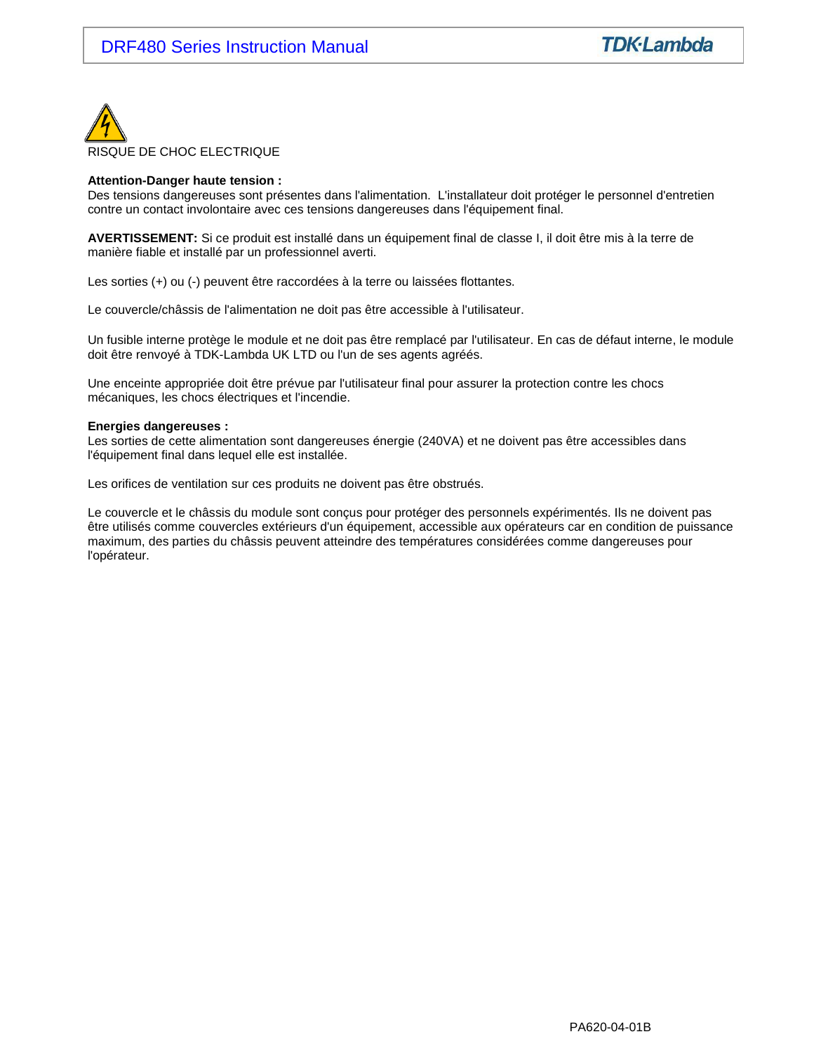RISQUE DE CHOC ELECTRIQUE

**Attention-Danger haute tension :**
Des tensions dangereuses sont présentes dans l'alimentation. L'installateur doit protéger le personnel d'entretien contre un contact involontaire avec ces tensions dangereuses dans l'équipement final.

**AVERTISSEMENT:** Si ce produit est installé dans un équipement final de classe I, il doit être mis à la terre de manière fiable et installé par un professionnel averti.

Les sorties (+) ou (-) peuvent être raccordées à la terre ou laissées flottantes.

Le couvercle/châssis de l'alimentation ne doit pas être accessible à l'utilisateur.

Un fusible interne protège le module et ne doit pas être remplacé par l'utilisateur. En cas de défaut interne, le module doit être renvoyé à TDK-Lambda UK LTD ou l'un de ses agents agréés.

Une enceinte appropriée doit être prévue par l'utilisateur final pour assurer la protection contre les chocs mécaniques, les chocs électriques et l'incendie.

**Energies dangereuses :**
Les sorties de cette alimentation sont dangereuses énergie (240VA) et ne doivent pas être accessibles dans l'équipement final dans lequel elle est installée.

Les orifices de ventilation sur ces produits ne doivent pas être obstrués.

Le couvercle et le châssis du module sont conçus pour protéger des personnels expérimentés. Ils ne doivent pas être utilisés comme couvercles extérieurs d'un équipement, accessible aux opérateurs car en condition de puissance maximum, des parties du châssis peuvent atteindre des températures considérées comme dangereuses pour l'opérateur.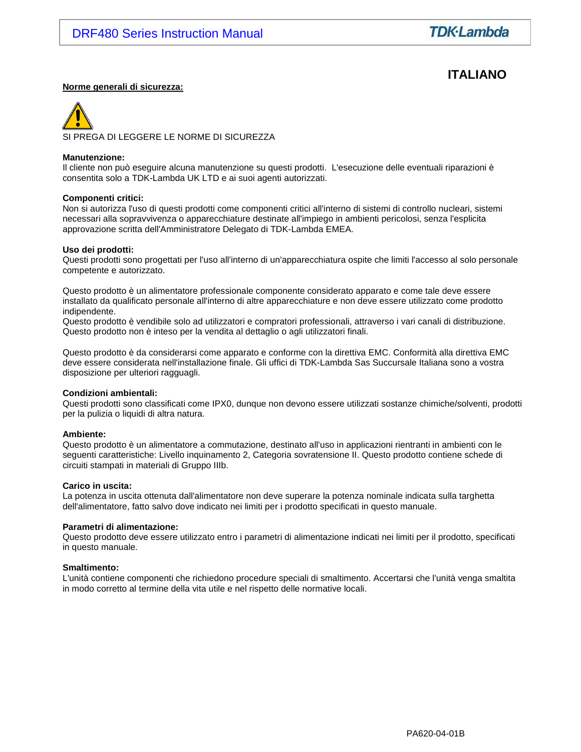## ITALIANO

**Norme generali di sicurezza:**

SI PREGA DI LEGGERE LE NORME DI SICUREZZA

**Manutenzione:**
Il cliente non può eseguire alcuna manutenzione su questi prodotti. L'esecuzione delle eventuali riparazioni è consentita solo a TDK-Lambda UK LTD e ai suoi agenti autorizzati.

**Componenti critici:**
Non si autorizza l'uso di questi prodotti come componenti critici all'interno di sistemi di controllo nucleari, sistemi necessari alla sopravvivenza o apparecchiature destinate all'impiego in ambienti pericolosi, senza l'esplicita approvazione scritta dell'Amministratore Delegato di TDK-Lambda EMEA.

**Uso dei prodotti:**
Questi prodotti sono progettati per l'uso all'interno di un'apparecchiatura ospite che limiti l'accesso al solo personale competente e autorizzato.

Questo prodotto è un alimentatore professionale componente considerato apparato e come tale deve essere installato da qualificato personale all'interno di altre apparecchiature e non deve essere utilizzato come prodotto indipendente.
Questo prodotto è vendibile solo ad utilizzatori e compratori professionali, attraverso i vari canali di distribuzione. Questo prodotto non è inteso per la vendita al dettaglio o agli utilizzatori finali.

Questo prodotto è da considerarsi come apparato e conforme con la direttiva EMC. Conformità alla direttiva EMC deve essere considerata nell'installazione finale. Gli uffici di TDK-Lambda Sas Succursale Italiana sono a vostra disposizione per ulteriori ragguagli.

**Condizioni ambientali:**
Questi prodotti sono classificati come IPX0, dunque non devono essere utilizzati sostanze chimiche/solventi, prodotti per la pulizia o liquidi di altra natura.

**Ambiente:**
Questo prodotto è un alimentatore a commutazione, destinato all'uso in applicazioni rientranti in ambienti con le seguenti caratteristiche: Livello inquinamento 2, Categoria sovratensione II. Questo prodotto contiene schede di circuiti stampati in materiali di Gruppo IIIb.

**Carico in uscita:**
La potenza in uscita ottenuta dall'alimentatore non deve superare la potenza nominale indicata sulla targhetta dell'alimentatore, fatto salvo dove indicato nei limiti per i prodotto specificati in questo manuale.

**Parametri di alimentazione:**
Questo prodotto deve essere utilizzato entro i parametri di alimentazione indicati nei limiti per il prodotto, specificati in questo manuale.

**Smaltimento:**
L'unità contiene componenti che richiedono procedure speciali di smaltimento. Accertarsi che l'unità venga smaltita in modo corretto al termine della vita utile e nel rispetto delle normative locali.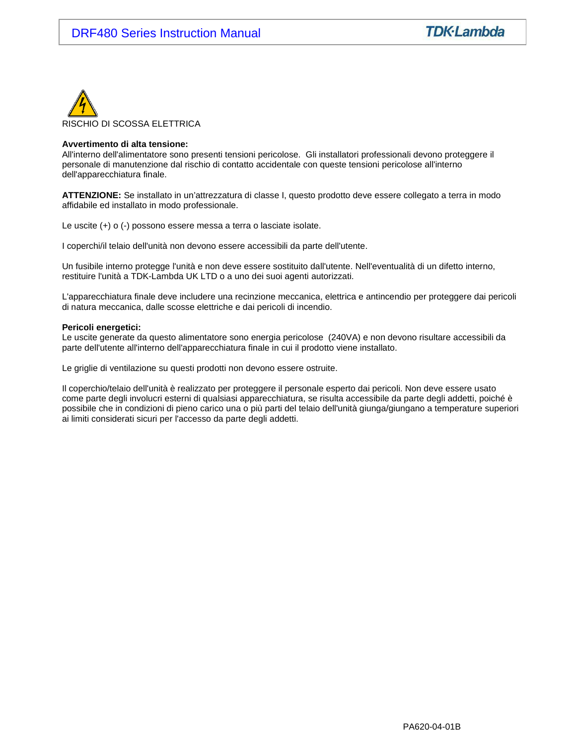RISCHIO DI SCOSSA ELETTRICA

**Avvertimento di alta tensione:**
All'interno dell'alimentatore sono presenti tensioni pericolose. Gli installatori professionali devono proteggere il personale di manutenzione dal rischio di contatto accidentale con queste tensioni pericolose all'interno dell'apparecchiatura finale.

**ATTENZIONE:** Se installato in un'attrezzatura di classe I, questo prodotto deve essere collegato a terra in modo affidabile ed installato in modo professionale.

Le uscite (+) o (-) possono essere messa a terra o lasciate isolate.

I coperchi/il telaio dell'unità non devono essere accessibili da parte dell'utente.

Un fusibile interno protegge l'unità e non deve essere sostituito dall'utente. Nell'eventualità di un difetto interno, restituire l'unità a TDK-Lambda UK LTD o a uno dei suoi agenti autorizzati.

L'apparecchiatura finale deve includere una recinzione meccanica, elettrica e antincendio per proteggere dai pericoli di natura meccanica, dalle scosse elettriche e dai pericoli di incendio.

**Pericoli energetici:**
Le uscite generate da questo alimentatore sono energia pericolose (240VA) e non devono risultare accessibili da parte dell'utente all'interno dell'apparecchiatura finale in cui il prodotto viene installato.

Le griglie di ventilazione su questi prodotti non devono essere ostruite.

Il coperchio/telaio dell'unità è realizzato per proteggere il personale esperto dai pericoli. Non deve essere usato come parte degli involucri esterni di qualsiasi apparecchiatura, se risulta accessibile da parte degli addetti, poiché è possibile che in condizioni di pieno carico una o più parti del telaio dell'unità giunga/giungano a temperature superiori ai limiti considerati sicuri per l'accesso da parte degli addetti.

PA620-04-01B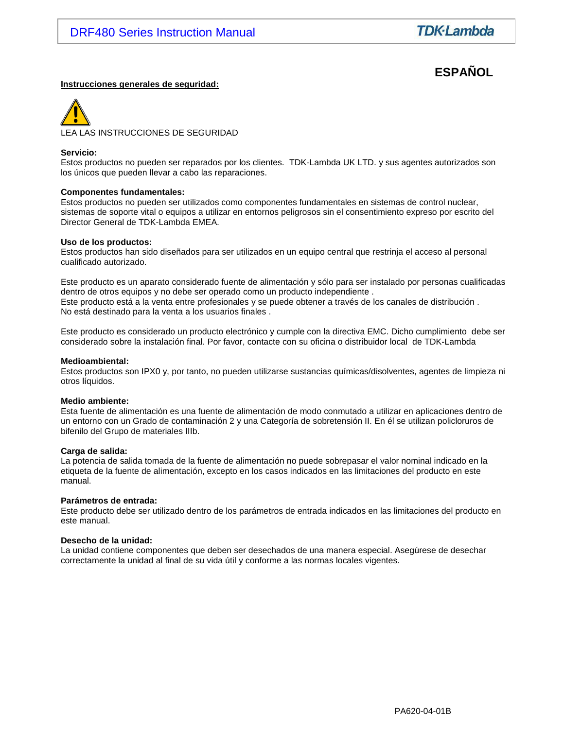**ESPAÑOL**

**Instrucciones generales de seguridad:**

LEA LAS INSTRUCCIONES DE SEGURIDAD

**Servicio:**
Estos productos no pueden ser reparados por los clientes. TDK-Lambda UK LTD. y sus agentes autorizados son los únicos que pueden llevar a cabo las reparaciones.

**Componentes fundamentales:**
Estos productos no pueden ser utilizados como componentes fundamentales en sistemas de control nuclear, sistemas de soporte vital o equipos a utilizar en entornos peligrosos sin el consentimiento expreso por escrito del Director General de TDK-Lambda EMEA.

**Uso de los productos:**
Estos productos han sido diseñados para ser utilizados en un equipo central que restrinja el acceso al personal cualificado autorizado.

Este producto es un aparato considerado fuente de alimentación y sólo para ser instalado por personas cualificadas dentro de otros equipos y no debe ser operado como un producto independiente .
Este producto está a la venta entre profesionales y se puede obtener a través de los canales de distribución .
No está destinado para la venta a los usuarios finales .

Este producto es considerado un producto electrónico y cumple con la directiva EMC. Dicho cumplimiento debe ser considerado sobre la instalación final. Por favor, contacte con su oficina o distribuidor local de TDK-Lambda

**Medioambiental:**
Estos productos son IPX0 y, por tanto, no pueden utilizarse sustancias químicas/disolventes, agentes de limpieza ni otros líquidos.

**Medio ambiente:**
Esta fuente de alimentación es una fuente de alimentación de modo conmutado a utilizar en aplicaciones dentro de un entorno con un Grado de contaminación 2 y una Categoría de sobretensión II. En él se utilizan policloruros de bifenilo del Grupo de materiales IIIb.

**Carga de salida:**
La potencia de salida tomada de la fuente de alimentación no puede sobrepasar el valor nominal indicado en la etiqueta de la fuente de alimentación, excepto en los casos indicados en las limitaciones del producto en este manual.

**Parámetros de entrada:**
Este producto debe ser utilizado dentro de los parámetros de entrada indicados en las limitaciones del producto en este manual.

**Desecho de la unidad:**
La unidad contiene componentes que deben ser desechados de una manera especial. Asegúrese de desechar correctamente la unidad al final de su vida útil y conforme a las normas locales vigentes.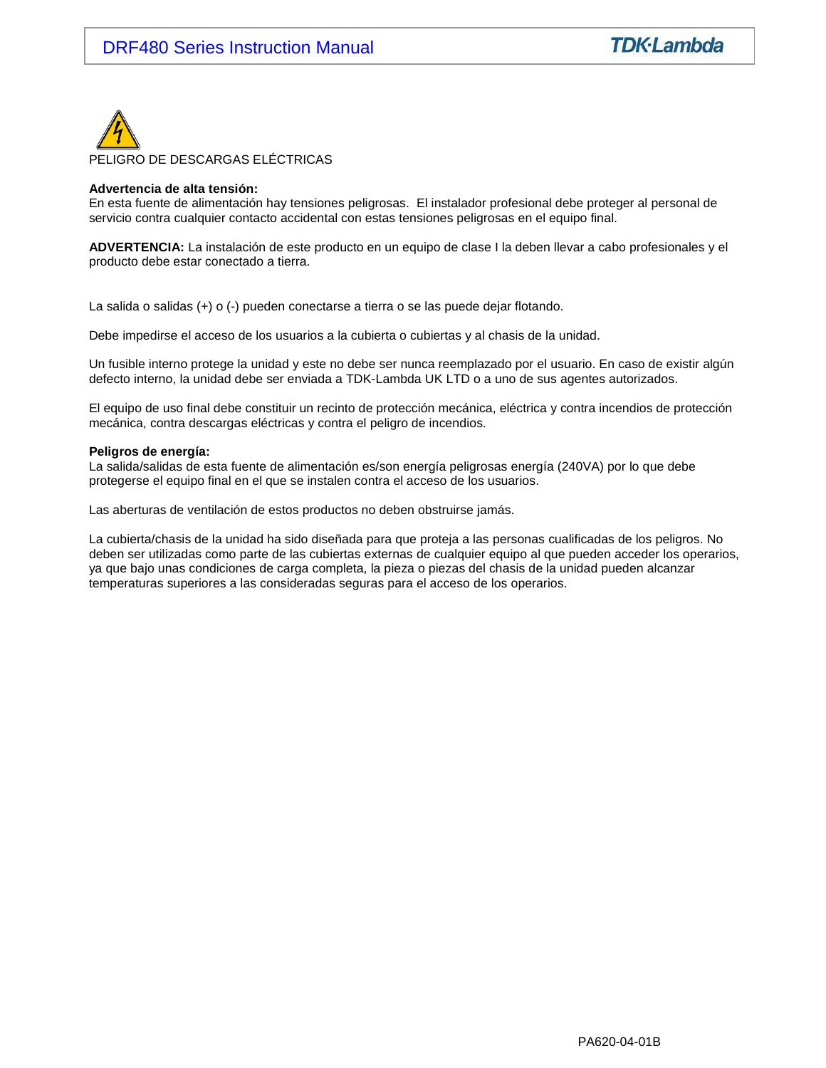PELIGRO DE DESCARGAS ELÉCTRICAS

**Advertencia de alta tensión:**
En esta fuente de alimentación hay tensiones peligrosas. El instalador profesional debe proteger al personal de servicio contra cualquier contacto accidental con estas tensiones peligrosas en el equipo final.

**ADVERTENCIA:** La instalación de este producto en un equipo de clase I la deben llevar a cabo profesionales y el producto debe estar conectado a tierra.

La salida o salidas (+) o (-) pueden conectarse a tierra o se las puede dejar flotando.

Debe impedirse el acceso de los usuarios a la cubierta o cubiertas y al chasis de la unidad.

Un fusible interno protege la unidad y este no debe ser nunca reemplazado por el usuario. En caso de existir algún defecto interno, la unidad debe ser enviada a TDK-Lambda UK LTD o a uno de sus agentes autorizados.

El equipo de uso final debe constituir un recinto de protección mecánica, eléctrica y contra incendios de protección mecánica, contra descargas eléctricas y contra el peligro de incendios.

**Peligros de energía:**
La salida/salidas de esta fuente de alimentación es/son energía peligrosas energía (240VA) por lo que debe protegerse el equipo final en el que se instalen contra el acceso de los usuarios.

Las aberturas de ventilación de estos productos no deben obstruirse jamás.

La cubierta/chasis de la unidad ha sido diseñada para que proteja a las personas cualificadas de los peligros. No deben ser utilizadas como parte de las cubiertas externas de cualquier equipo al que pueden acceder los operarios, ya que bajo unas condiciones de carga completa, la pieza o piezas del chasis de la unidad pueden alcanzar temperaturas superiores a las consideradas seguras para el acceso de los operarios.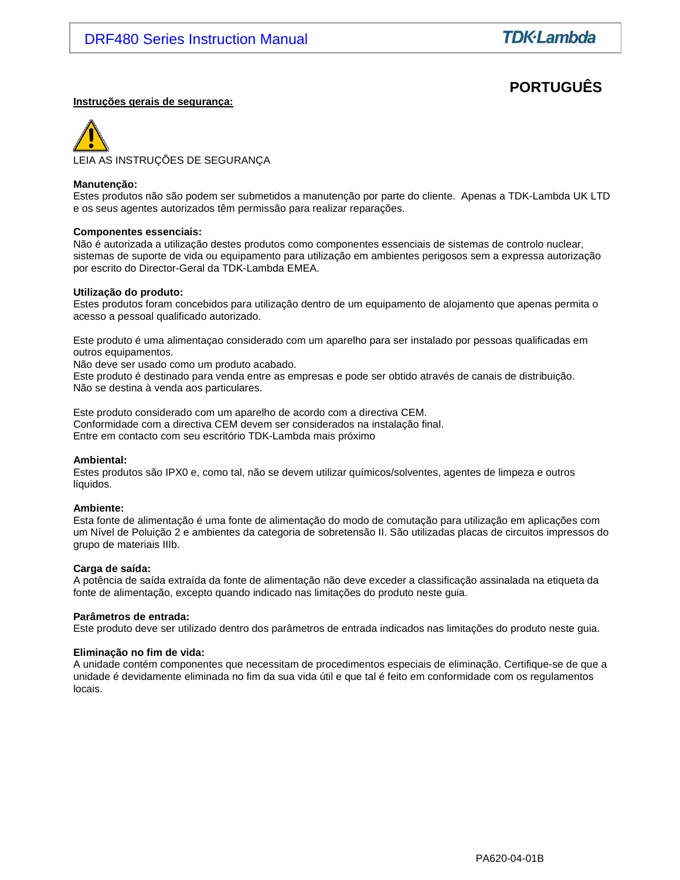**PORTUGUÊS**

**Instruções gerais de segurança:**

LEIA AS INSTRUÇÕES DE SEGURANÇA

**Manutenção:**
Estes produtos não são podem ser submetidos a manutenção por parte do cliente. Apenas a TDK-Lambda UK LTD e os seus agentes autorizados têm permissão para realizar reparações.

**Componentes essenciais:**
Não é autorizada a utilização destes produtos como componentes essenciais de sistemas de controlo nuclear, sistemas de suporte de vida ou equipamento para utilização em ambientes perigosos sem a expressa autorização por escrito do Director-Geral da TDK-Lambda EMEA.

**Utilização do produto:**
Estes produtos foram concebidos para utilização dentro de um equipamento de alojamento que apenas permita o acesso a pessoal qualificado autorizado.

Este produto é uma alimentaçao considerado com um aparelho para ser instalado por pessoas qualificadas em outros equipamentos.
Não deve ser usado como um produto acabado.
Este produto é destinado para venda entre as empresas e pode ser obtido através de canais de distribuição. Não se destina à venda aos particulares.

Este produto considerado com um aparelho de acordo com a directiva CEM.
Conformidade com a directiva CEM devem ser considerados na instalação final.
Entre em contacto com seu escritório TDK-Lambda mais próximo

**Ambiental:**
Estes produtos são IPX0 e, como tal, não se devem utilizar químicos/solventes, agentes de limpeza e outros líquidos.

**Ambiente:**
Esta fonte de alimentação é uma fonte de alimentação do modo de comutação para utilização em aplicações com um Nível de Poluição 2 e ambientes da categoria de sobretensão II. São utilizadas placas de circuitos impressos do grupo de materiais IIIb.

**Carga de saída:**
A potência de saída extraída da fonte de alimentação não deve exceder a classificação assinalada na etiqueta da fonte de alimentação, excepto quando indicado nas limitações do produto neste guia.

**Parâmetros de entrada:**
Este produto deve ser utilizado dentro dos parâmetros de entrada indicados nas limitações do produto neste guia.

**Eliminação no fim de vida:**
A unidade contém componentes que necessitam de procedimentos especiais de eliminação. Certifique-se de que a unidade é devidamente eliminada no fim da sua vida útil e que tal é feito em conformidade com os regulamentos locais.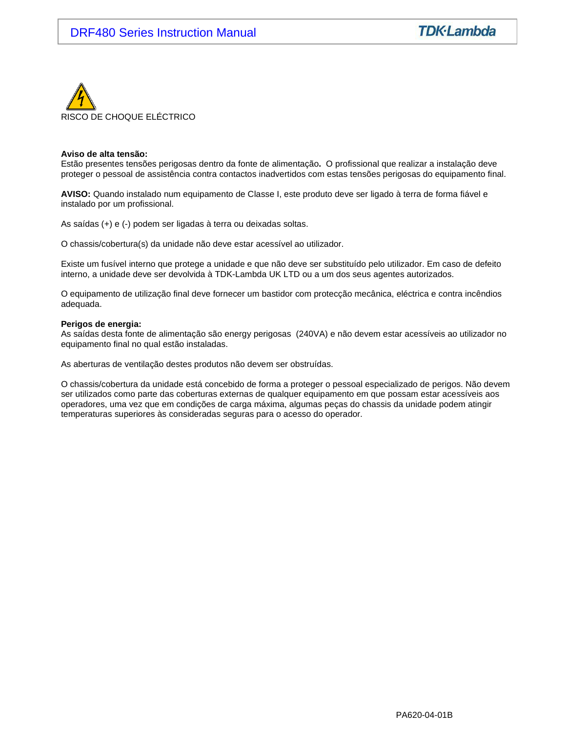RISCO DE CHOQUE ELÉCTRICO

**Aviso de alta tensão:**
Estão presentes tensões perigosas dentro da fonte de alimentação**.** O profissional que realizar a instalação deve proteger o pessoal de assistência contra contactos inadvertidos com estas tensões perigosas do equipamento final.

**AVISO:** Quando instalado num equipamento de Classe I, este produto deve ser ligado à terra de forma fiável e instalado por um profissional.

As saídas (+) e (-) podem ser ligadas à terra ou deixadas soltas.

O chassis/cobertura(s) da unidade não deve estar acessível ao utilizador.

Existe um fusível interno que protege a unidade e que não deve ser substituído pelo utilizador. Em caso de defeito interno, a unidade deve ser devolvida à TDK-Lambda UK LTD ou a um dos seus agentes autorizados.

O equipamento de utilização final deve fornecer um bastidor com protecção mecânica, eléctrica e contra incêndios adequada.

**Perigos de energia:**
As saídas desta fonte de alimentação são energy perigosas (240VA) e não devem estar acessíveis ao utilizador no equipamento final no qual estão instaladas.

As aberturas de ventilação destes produtos não devem ser obstruídas.

O chassis/cobertura da unidade está concebido de forma a proteger o pessoal especializado de perigos. Não devem ser utilizados como parte das coberturas externas de qualquer equipamento em que possam estar acessíveis aos operadores, uma vez que em condições de carga máxima, algumas peças do chassis da unidade podem atingir temperaturas superiores às consideradas seguras para o acesso do operador.

PA620-04-01B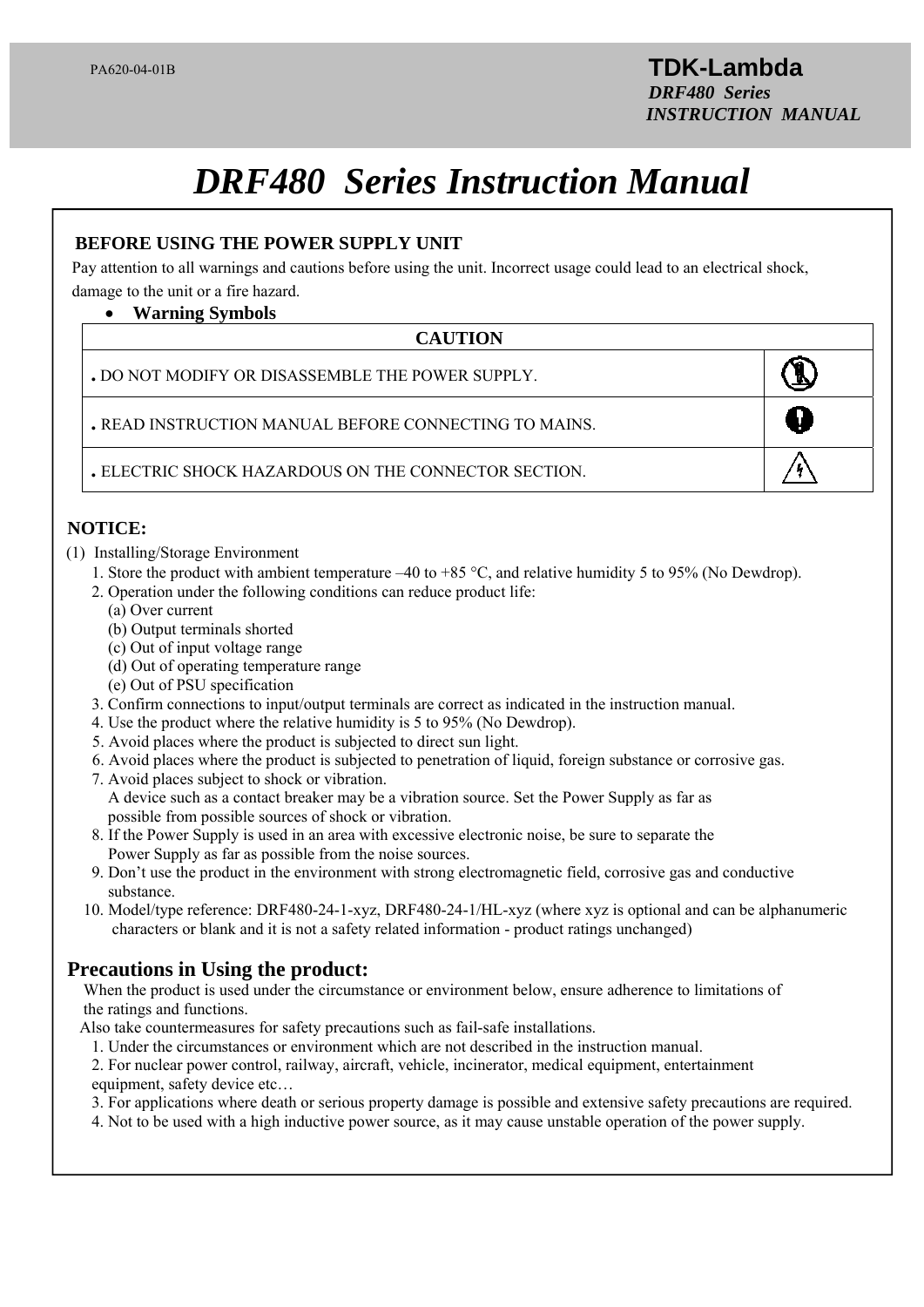# DRF480 Series Instruction Manual

**BEFORE USING THE POWER SUPPLY UNIT**

Pay attention to all warnings and cautions before using the unit. Incorrect usage could lead to an electrical shock, damage to the unit or a fire hazard.

- **Warning Symbols**

| CAUTION | |
|---|---|
| . DO NOT MODIFY OR DISASSEMBLE THE POWER SUPPLY. | |
| . READ INSTRUCTION MANUAL BEFORE CONNECTING TO MAINS. | |
| . ELECTRIC SHOCK HAZARDOUS ON THE CONNECTOR SECTION. | |

**NOTICE:**

(1) Installing/Storage Environment

1. Store the product with ambient temperature –40 to +85 °C, and relative humidity 5 to 95% (No Dewdrop).
2. Operation under the following conditions can reduce product life:
   (a) Over current
   (b) Output terminals shorted
   (c) Out of input voltage range
   (d) Out of operating temperature range
   (e) Out of PSU specification
3. Confirm connections to input/output terminals are correct as indicated in the instruction manual.
4. Use the product where the relative humidity is 5 to 95% (No Dewdrop).
5. Avoid places where the product is subjected to direct sun light.
6. Avoid places where the product is subjected to penetration of liquid, foreign substance or corrosive gas.
7. Avoid places subject to shock or vibration.
   A device such as a contact breaker may be a vibration source. Set the Power Supply as far as possible from possible sources of shock or vibration.
8. If the Power Supply is used in an area with excessive electronic noise, be sure to separate the Power Supply as far as possible from the noise sources.
9. Don't use the product in the environment with strong electromagnetic field, corrosive gas and conductive substance.
10. Model/type reference: DRF480-24-1-xyz, DRF480-24-1/HL-xyz (where xyz is optional and can be alphanumeric characters or blank and it is not a safety related information - product ratings unchanged)

## Precautions in Using the product:

When the product is used under the circumstance or environment below, ensure adherence to limitations of the ratings and functions.
Also take countermeasures for safety precautions such as fail-safe installations.

1. Under the circumstances or environment which are not described in the instruction manual.
2. For nuclear power control, railway, aircraft, vehicle, incinerator, medical equipment, entertainment equipment, safety device etc…
3. For applications where death or serious property damage is possible and extensive safety precautions are required.
4. Not to be used with a high inductive power source, as it may cause unstable operation of the power supply.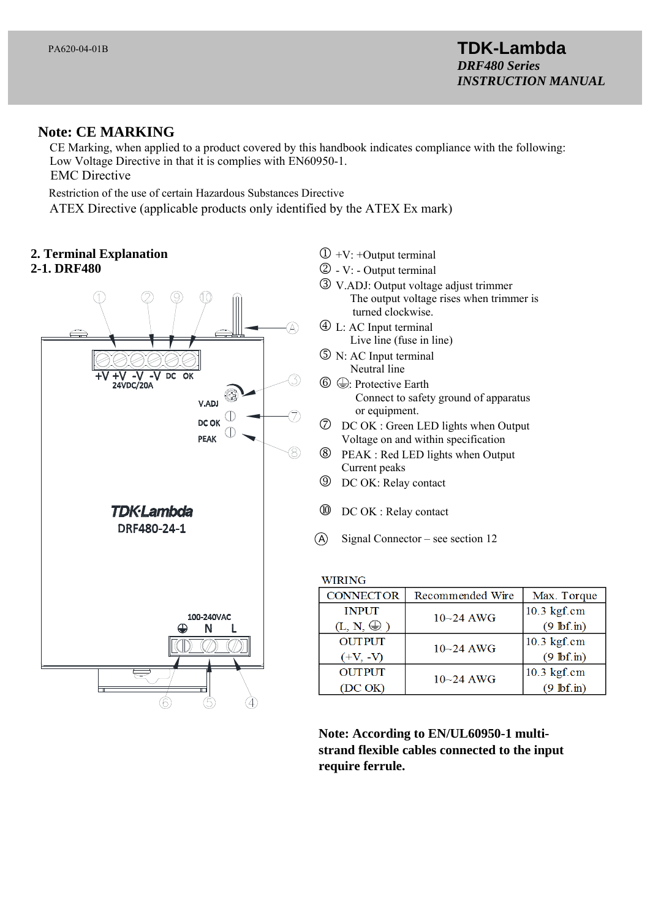## Note: CE MARKING

CE Marking, when applied to a product covered by this handbook indicates compliance with the following:
Low Voltage Directive in that it is complies with EN60950-1.
EMC Directive
Restriction of the use of certain Hazardous Substances Directive
ATEX Directive (applicable products only identified by the ATEX Ex mark)

## 2. Terminal Explanation

### 2-1. DRF480

① +V: +Output terminal

② - V: - Output terminal

③ V.ADJ: Output voltage adjust trimmer
The output voltage rises when trimmer is turned clockwise.

④ L: AC Input terminal
Live line (fuse in line)

⑤ N: AC Input terminal
Neutral line

⑥ ⏚: Protective Earth
Connect to safety ground of apparatus or equipment.

⑦ DC OK : Green LED lights when Output Voltage on and within specification

⑧ PEAK : Red LED lights when Output Current peaks

⑨ DC OK: Relay contact

⑩ DC OK : Relay contact

Ⓐ Signal Connector – see section 12

WIRING

| CONNECTOR | Recommended Wire | Max. Torque |
|---|---|---|
| INPUT (L, N, ⏚ ) | 10~24 AWG | 10.3 kgf.cm (9 lbf.in) |
| OUTPUT (+V, -V) | 10~24 AWG | 10.3 kgf.cm (9 lbf.in) |
| OUTPUT (DC OK) | 10~24 AWG | 10.3 kgf.cm (9 lbf.in) |

**Note: According to EN/UL60950-1 multi-strand flexible cables connected to the input require ferrule.**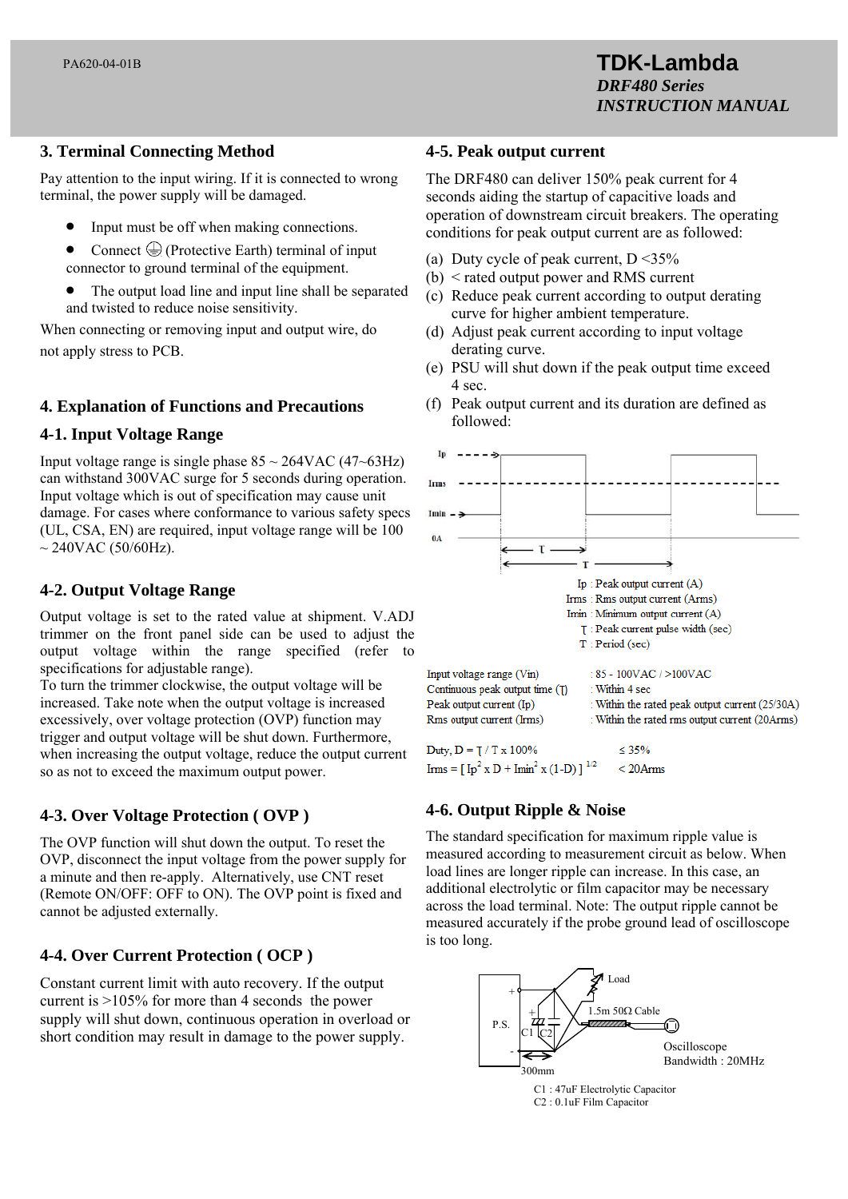## 3. Terminal Connecting Method

Pay attention to the input wiring. If it is connected to wrong terminal, the power supply will be damaged.

- Input must be off when making connections.
- Connect ⏚ (Protective Earth) terminal of input connector to ground terminal of the equipment.
- The output load line and input line shall be separated and twisted to reduce noise sensitivity.

When connecting or removing input and output wire, do not apply stress to PCB.

## 4. Explanation of Functions and Precautions

### 4-1. Input Voltage Range

Input voltage range is single phase 85 ~ 264VAC (47~63Hz) can withstand 300VAC surge for 5 seconds during operation. Input voltage which is out of specification may cause unit damage. For cases where conformance to various safety specs (UL, CSA, EN) are required, input voltage range will be 100 ~ 240VAC (50/60Hz).

### 4-2. Output Voltage Range

Output voltage is set to the rated value at shipment. V.ADJ trimmer on the front panel side can be used to adjust the output voltage within the range specified (refer to specifications for adjustable range).
To turn the trimmer clockwise, the output voltage will be increased. Take note when the output voltage is increased excessively, over voltage protection (OVP) function may trigger and output voltage will be shut down. Furthermore, when increasing the output voltage, reduce the output current so as not to exceed the maximum output power.

### 4-3. Over Voltage Protection ( OVP )

The OVP function will shut down the output. To reset the OVP, disconnect the input voltage from the power supply for a minute and then re-apply. Alternatively, use CNT reset (Remote ON/OFF: OFF to ON). The OVP point is fixed and cannot be adjusted externally.

### 4-4. Over Current Protection ( OCP )

Constant current limit with auto recovery. If the output current is >105% for more than 4 seconds the power supply will shut down, continuous operation in overload or short condition may result in damage to the power supply.

### 4-5. Peak output current

The DRF480 can deliver 150% peak current for 4 seconds aiding the startup of capacitive loads and operation of downstream circuit breakers. The operating conditions for peak output current are as followed:

(a) Duty cycle of peak current, D <35%
(b) < rated output power and RMS current
(c) Reduce peak current according to output derating curve for higher ambient temperature.
(d) Adjust peak current according to input voltage derating curve.
(e) PSU will shut down if the peak output time exceed 4 sec.
(f) Peak output current and its duration are defined as followed:

Ip : Peak output current (A)
Irms : Rms output current (Arms)
Imin : Minimum output current (A)
τ : Peak current pulse width (sec)
T : Period (sec)

| | |
|---|---|
| Input voltage range (Vin) | : 85 - 100VAC / >100VAC |
| Continuous peak output time (τ) | : Within 4 sec |
| Peak output current (Ip) | : Within the rated peak output current (25/30A) |
| Rms output current (Irms) | : Within the rated rms output current (20Arms) |

Duty, $D = \tau / T \times 100\%$ $\leq 35\%$

$Irms = [ Ip^2 \times D + Imin^2 \times (1\text{-}D) ]^{1/2}$ $< 20Arms$

### 4-6. Output Ripple & Noise

The standard specification for maximum ripple value is measured according to measurement circuit as below. When load lines are longer ripple can increase. In this case, an additional electrolytic or film capacitor may be necessary across the load terminal. Note: The output ripple cannot be measured accurately if the probe ground lead of oscilloscope is too long.

Load
1.5m 50Ω Cable
P.S.
C1 C2
300mm
Oscilloscope
Bandwidth : 20MHz

C1 : 47uF Electrolytic Capacitor
C2 : 0.1uF Film Capacitor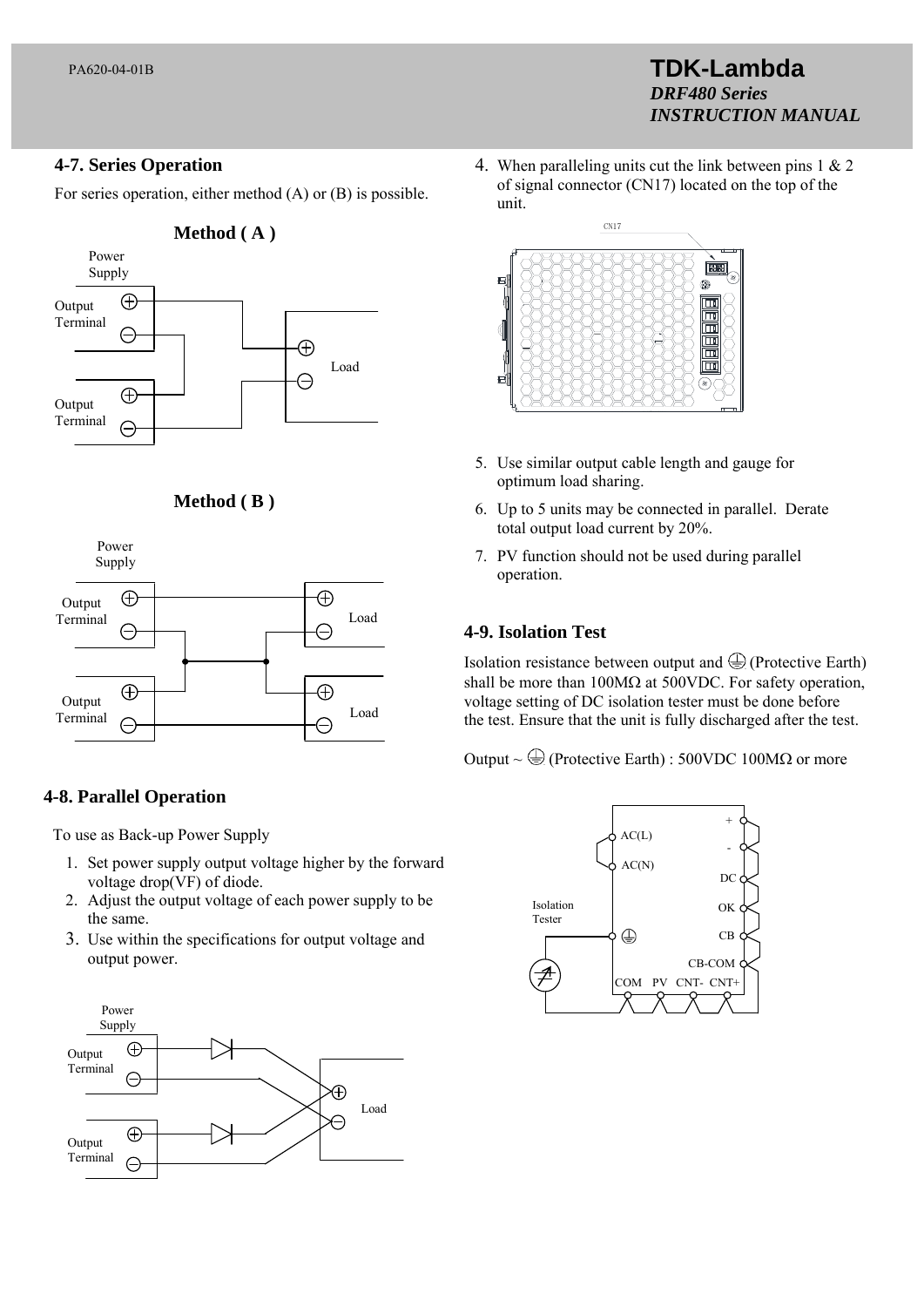## 4-7. Series Operation

For series operation, either method (A) or (B) is possible.

**Method ( A )**

**Method ( B )**

## 4-8. Parallel Operation

To use as Back-up Power Supply

1. Set power supply output voltage higher by the forward voltage drop(VF) of diode.
2. Adjust the output voltage of each power supply to be the same.
3. Use within the specifications for output voltage and output power.
4. When paralleling units cut the link between pins 1 & 2 of signal connector (CN17) located on the top of the unit.
5. Use similar output cable length and gauge for optimum load sharing.
6. Up to 5 units may be connected in parallel. Derate total output load current by 20%.
7. PV function should not be used during parallel operation.

## 4-9. Isolation Test

Isolation resistance between output and ⏚ (Protective Earth) shall be more than 100MΩ at 500VDC. For safety operation, voltage setting of DC isolation tester must be done before the test. Ensure that the unit is fully discharged after the test.

Output ~ ⏚ (Protective Earth) : 500VDC 100MΩ or more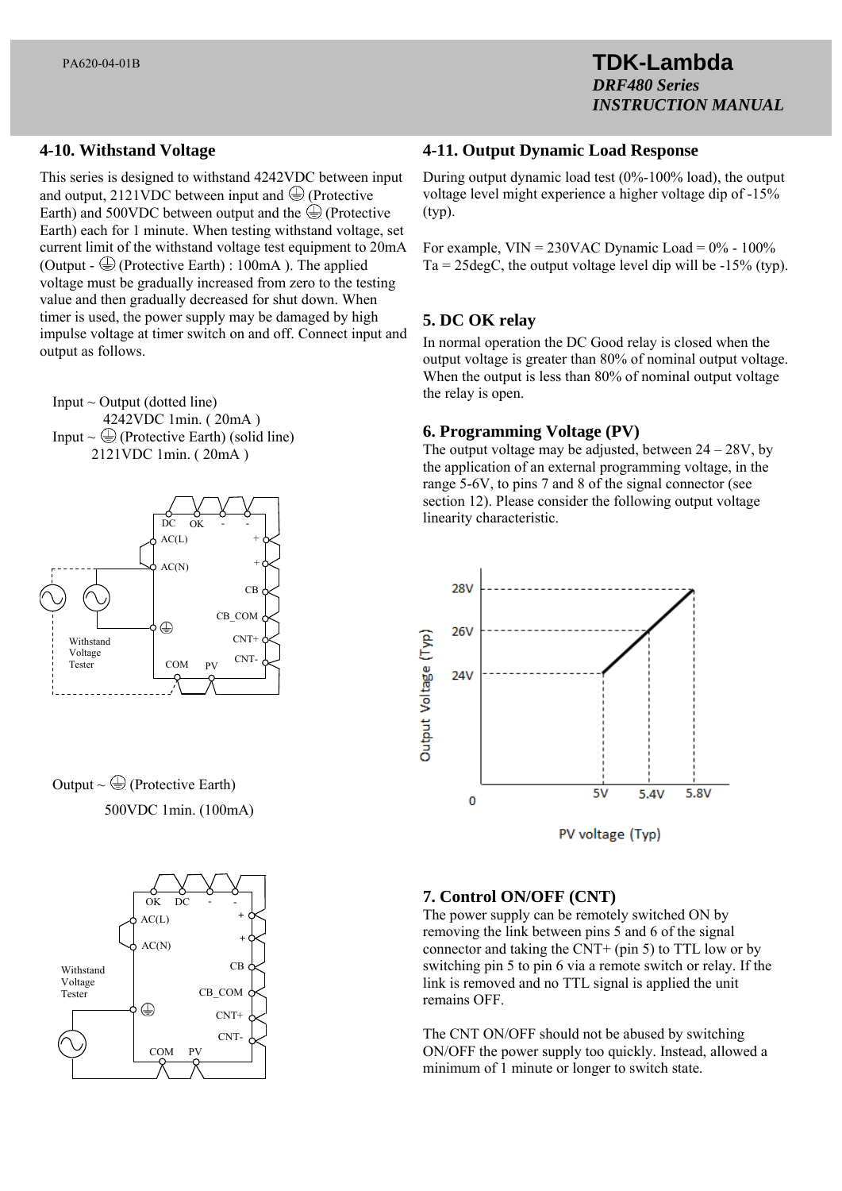## 4-10. Withstand Voltage

This series is designed to withstand 4242VDC between input and output, 2121VDC between input and ⏚ (Protective Earth) and 500VDC between output and the ⏚ (Protective Earth) each for 1 minute. When testing withstand voltage, set current limit of the withstand voltage test equipment to 20mA (Output - ⏚ (Protective Earth) : 100mA ). The applied voltage must be gradually increased from zero to the testing value and then gradually decreased for shut down. When timer is used, the power supply may be damaged by high impulse voltage at timer switch on and off. Connect input and output as follows.

Input ~ Output (dotted line)
4242VDC 1min. ( 20mA )
Input ~ ⏚ (Protective Earth) (solid line)
2121VDC 1min. ( 20mA )

Output ~ ⏚ (Protective Earth)
500VDC 1min. (100mA)

## 4-11. Output Dynamic Load Response

During output dynamic load test (0%-100% load), the output voltage level might experience a higher voltage dip of -15% (typ).

For example, VIN = 230VAC Dynamic Load = 0% - 100% Ta = 25degC, the output voltage level dip will be -15% (typ).

## 5. DC OK relay

In normal operation the DC Good relay is closed when the output voltage is greater than 80% of nominal output voltage. When the output is less than 80% of nominal output voltage the relay is open.

## 6. Programming Voltage (PV)

The output voltage may be adjusted, between 24 – 28V, by the application of an external programming voltage, in the range 5-6V, to pins 7 and 8 of the signal connector (see section 12). Please consider the following output voltage linearity characteristic.

## 7. Control ON/OFF (CNT)

The power supply can be remotely switched ON by removing the link between pins 5 and 6 of the signal connector and taking the CNT+ (pin 5) to TTL low or by switching pin 5 to pin 6 via a remote switch or relay. If the link is removed and no TTL signal is applied the unit remains OFF.

The CNT ON/OFF should not be abused by switching ON/OFF the power supply too quickly. Instead, allowed a minimum of 1 minute or longer to switch state.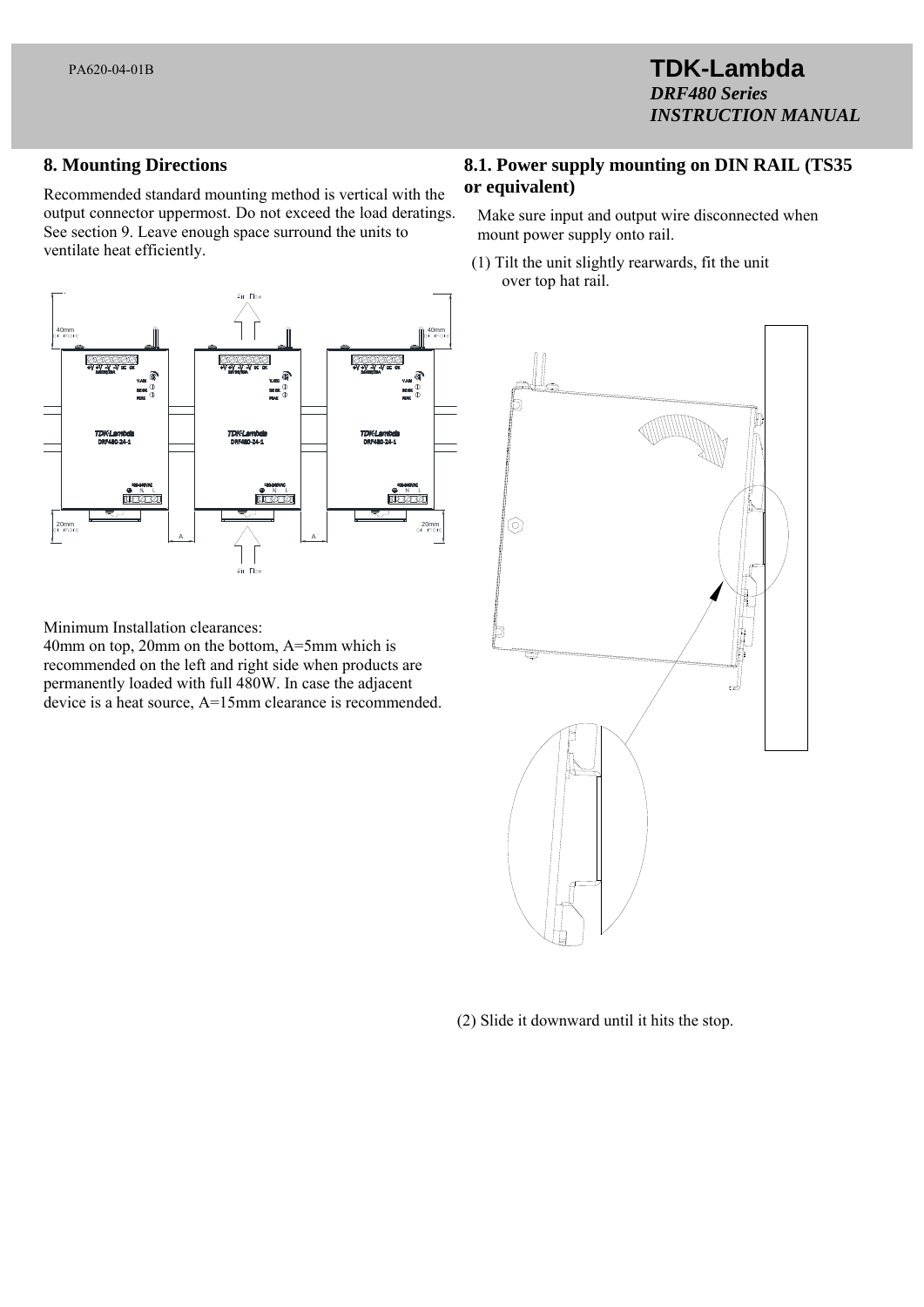## 8. Mounting Directions

Recommended standard mounting method is vertical with the output connector uppermost. Do not exceed the load deratings. See section 9. Leave enough space surround the units to ventilate heat efficiently.

Minimum Installation clearances:
40mm on top, 20mm on the bottom, A=5mm which is recommended on the left and right side when products are permanently loaded with full 480W. In case the adjacent device is a heat source, A=15mm clearance is recommended.

## 8.1. Power supply mounting on DIN RAIL (TS35 or equivalent)

Make sure input and output wire disconnected when mount power supply onto rail.

(1) Tilt the unit slightly rearwards, fit the unit over top hat rail.

(2) Slide it downward until it hits the stop.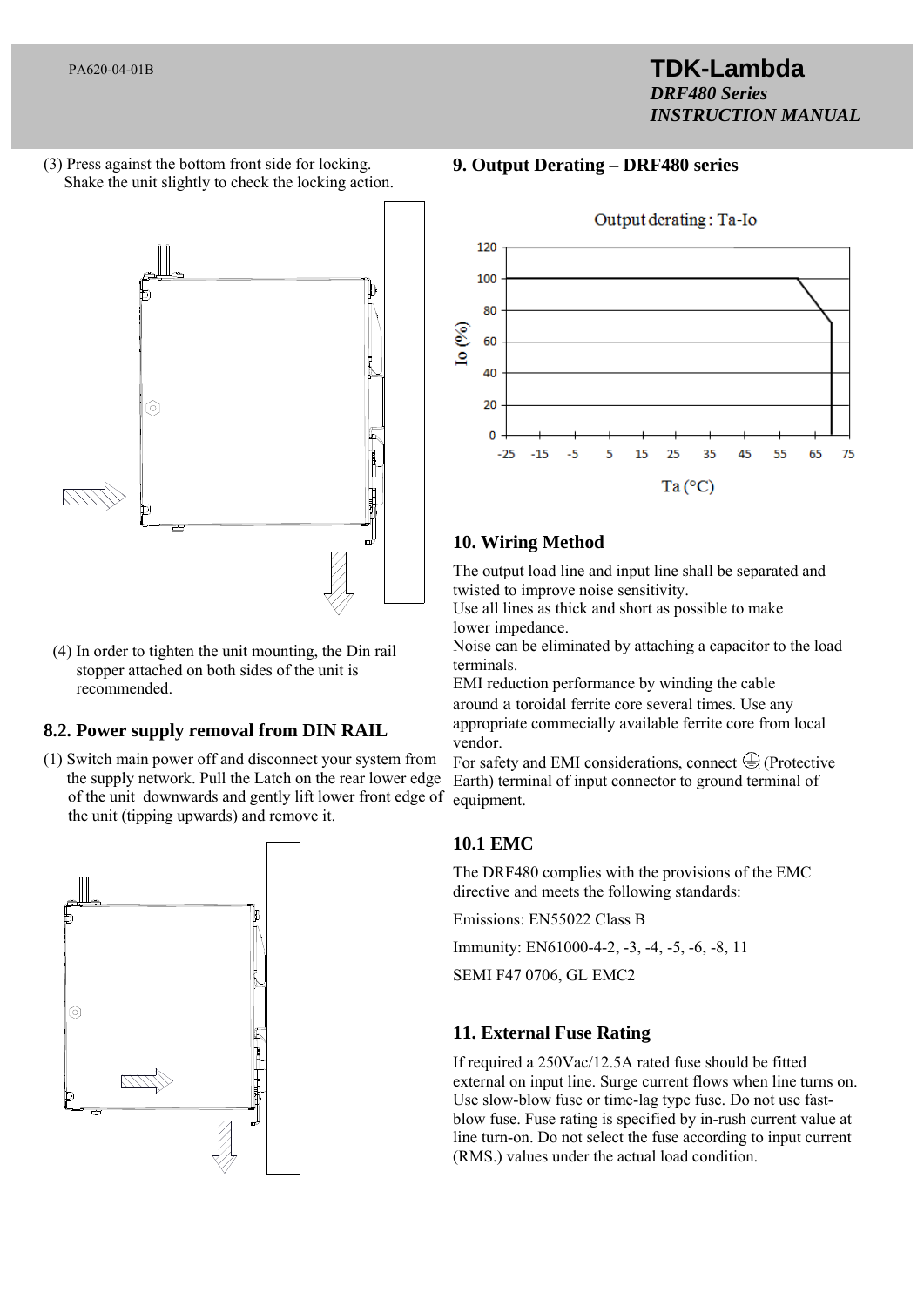(3) Press against the bottom front side for locking.
Shake the unit slightly to check the locking action.

(4) In order to tighten the unit mounting, the Din rail stopper attached on both sides of the unit is recommended.

## 8.2. Power supply removal from DIN RAIL

(1) Switch main power off and disconnect your system from the supply network. Pull the Latch on the rear lower edge of the unit downwards and gently lift lower front edge of the unit (tipping upwards) and remove it.

## 9. Output Derating – DRF480 series

Output derating : Ta-Io

## 10. Wiring Method

The output load line and input line shall be separated and twisted to improve noise sensitivity.
Use all lines as thick and short as possible to make lower impedance.
Noise can be eliminated by attaching a capacitor to the load terminals.
EMI reduction performance by winding the cable around a toroidal ferrite core several times. Use any appropriate commecially available ferrite core from local vendor.
For safety and EMI considerations, connect ⏚ (Protective Earth) terminal of input connector to ground terminal of equipment.

### 10.1 EMC

The DRF480 complies with the provisions of the EMC directive and meets the following standards:

Emissions: EN55022 Class B

Immunity: EN61000-4-2, -3, -4, -5, -6, -8, 11

SEMI F47 0706, GL EMC2

## 11. External Fuse Rating

If required a 250Vac/12.5A rated fuse should be fitted external on input line. Surge current flows when line turns on. Use slow-blow fuse or time-lag type fuse. Do not use fast-blow fuse. Fuse rating is specified by in-rush current value at line turn-on. Do not select the fuse according to input current (RMS.) values under the actual load condition.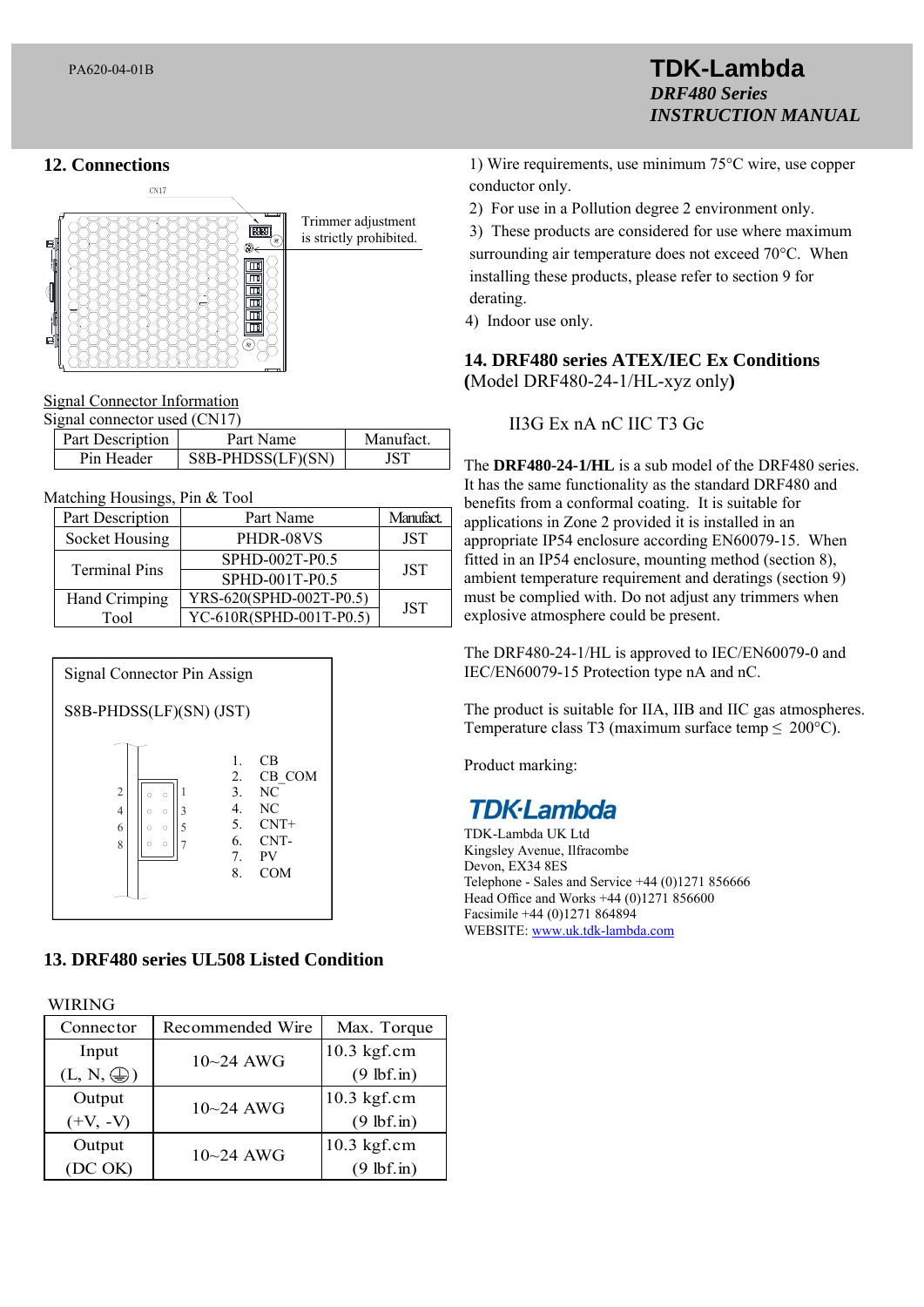## 12. Connections

CN17

Trimmer adjustment is strictly prohibited.

Signal Connector Information

Signal connector used (CN17)

| Part Description | Part Name | Manufact. |
|---|---|---|
| Pin Header | S8B-PHDSS(LF)(SN) | JST |

Matching Housings, Pin & Tool

| Part Description | Part Name | Manufact. |
|---|---|---|
| Socket Housing | PHDR-08VS | JST |
| Terminal Pins | SPHD-002T-P0.5 | JST |
| | SPHD-001T-P0.5 | |
| Hand Crimping Tool | YRS-620(SPHD-002T-P0.5) | JST |
| | YC-610R(SPHD-001T-P0.5) | |

Signal Connector Pin Assign

S8B-PHDSS(LF)(SN) (JST)

1. CB
2. CB_COM
3. NC
4. NC
5. CNT+
6. CNT-
7. PV
8. COM

## 13. DRF480 series UL508 Listed Condition

WIRING

| Connector | Recommended Wire | Max. Torque |
|---|---|---|
| Input (L, N, ⏚) | 10~24 AWG | 10.3 kgf.cm (9 lbf.in) |
| Output (+V, -V) | 10~24 AWG | 10.3 kgf.cm (9 lbf.in) |
| Output (DC OK) | 10~24 AWG | 10.3 kgf.cm (9 lbf.in) |

1) Wire requirements, use minimum 75°C wire, use copper conductor only.
2) For use in a Pollution degree 2 environment only.
3) These products are considered for use where maximum surrounding air temperature does not exceed 70°C. When installing these products, please refer to section 9 for derating.
4) Indoor use only.

## 14. DRF480 series ATEX/IEC Ex Conditions
**(**Model DRF480-24-1/HL-xyz only**)**

II3G Ex nA nC IIC T3 Gc

The **DRF480-24-1/HL** is a sub model of the DRF480 series. It has the same functionality as the standard DRF480 and benefits from a conformal coating. It is suitable for applications in Zone 2 provided it is installed in an appropriate IP54 enclosure according EN60079-15. When fitted in an IP54 enclosure, mounting method (section 8), ambient temperature requirement and deratings (section 9) must be complied with. Do not adjust any trimmers when explosive atmosphere could be present.

The DRF480-24-1/HL is approved to IEC/EN60079-0 and IEC/EN60079-15 Protection type nA and nC.

The product is suitable for IIA, IIB and IIC gas atmospheres. Temperature class T3 (maximum surface temp ≤ 200°C).

Product marking:

TDK·Lambda

TDK-Lambda UK Ltd
Kingsley Avenue, Ilfracombe
Devon, EX34 8ES
Telephone - Sales and Service +44 (0)1271 856666
Head Office and Works +44 (0)1271 856600
Facsimile +44 (0)1271 864894
WEBSITE: www.uk.tdk-lambda.com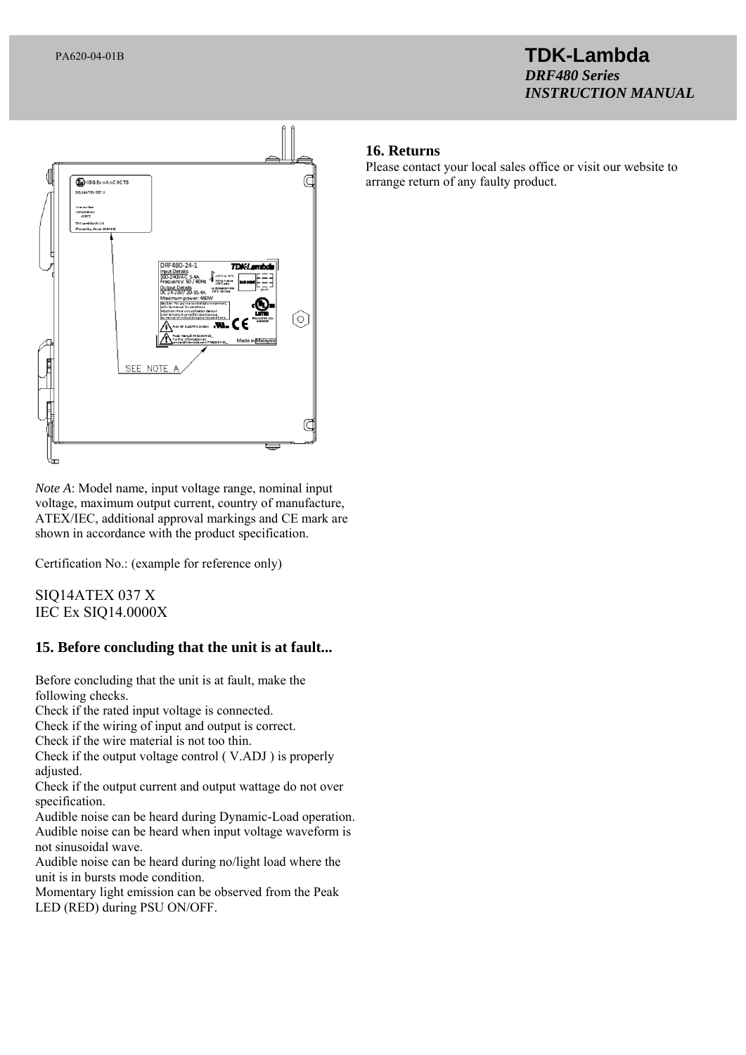*Note A*: Model name, input voltage range, nominal input voltage, maximum output current, country of manufacture, ATEX/IEC, additional approval markings and CE mark are shown in accordance with the product specification.

Certification No.: (example for reference only)

SIQ14ATEX 037 X
IEC Ex SIQ14.0000X

## 15. Before concluding that the unit is at fault...

Before concluding that the unit is at fault, make the following checks.
Check if the rated input voltage is connected.
Check if the wiring of input and output is correct.
Check if the wire material is not too thin.
Check if the output voltage control ( V.ADJ ) is properly adjusted.
Check if the output current and output wattage do not over specification.
Audible noise can be heard during Dynamic-Load operation.
Audible noise can be heard when input voltage waveform is not sinusoidal wave.
Audible noise can be heard during no/light load where the unit is in bursts mode condition.
Momentary light emission can be observed from the Peak LED (RED) during PSU ON/OFF.

## 16. Returns

Please contact your local sales office or visit our website to arrange return of any faulty product.